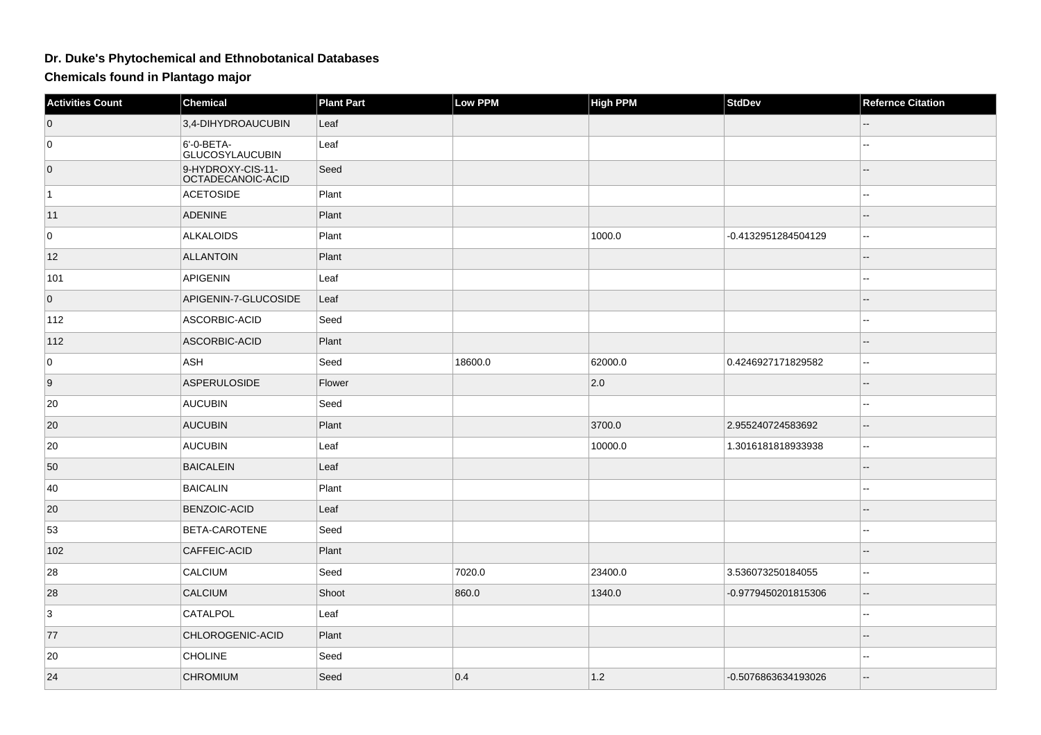## Dr. Duke's Phytochemical and Ethnobotanical Databases

## Chemicals found in Plantago major

| Activities Count | Chemical | Plant Part | Low PPM | High PPM | StdDev | Refernce Citation |
|---|---|---|---|---|---|---|
| 0 | 3,4-DIHYDROAUCUBIN | Leaf | | | | -- |
| 0 | 6'-0-BETA-GLUCOSYLAUCUBIN | Leaf | | | | -- |
| 0 | 9-HYDROXY-CIS-11-OCTADECANOIC-ACID | Seed | | | | -- |
| 1 | ACETOSIDE | Plant | | | | -- |
| 11 | ADENINE | Plant | | | | -- |
| 0 | ALKALOIDS | Plant | | 1000.0 | -0.4132951284504129 | -- |
| 12 | ALLANTOIN | Plant | | | | -- |
| 101 | APIGENIN | Leaf | | | | -- |
| 0 | APIGENIN-7-GLUCOSIDE | Leaf | | | | -- |
| 112 | ASCORBIC-ACID | Seed | | | | -- |
| 112 | ASCORBIC-ACID | Plant | | | | -- |
| 0 | ASH | Seed | 18600.0 | 62000.0 | 0.4246927171829582 | -- |
| 9 | ASPERULOSIDE | Flower | | 2.0 | | -- |
| 20 | AUCUBIN | Seed | | | | -- |
| 20 | AUCUBIN | Plant | | 3700.0 | 2.955240724583692 | -- |
| 20 | AUCUBIN | Leaf | | 10000.0 | 1.3016181818933938 | -- |
| 50 | BAICALEIN | Leaf | | | | -- |
| 40 | BAICALIN | Plant | | | | -- |
| 20 | BENZOIC-ACID | Leaf | | | | -- |
| 53 | BETA-CAROTENE | Seed | | | | -- |
| 102 | CAFFEIC-ACID | Plant | | | | -- |
| 28 | CALCIUM | Seed | 7020.0 | 23400.0 | 3.536073250184055 | -- |
| 28 | CALCIUM | Shoot | 860.0 | 1340.0 | -0.9779450201815306 | -- |
| 3 | CATALPOL | Leaf | | | | -- |
| 77 | CHLOROGENIC-ACID | Plant | | | | -- |
| 20 | CHOLINE | Seed | | | | -- |
| 24 | CHROMIUM | Seed | 0.4 | 1.2 | -0.5076863634193026 | -- |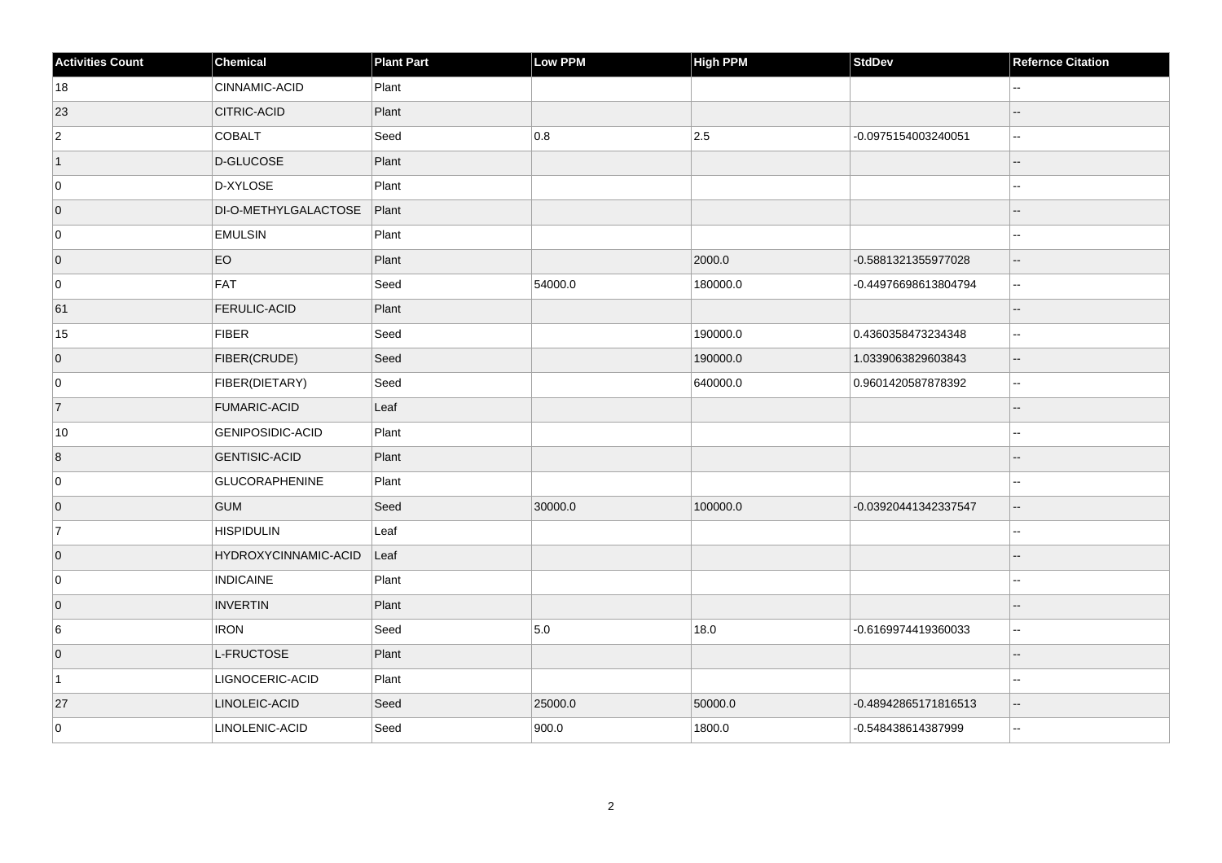| Activities Count | Chemical | Plant Part | Low PPM | High PPM | StdDev | Refernce Citation |
|---|---|---|---|---|---|---|
| 18 | CINNAMIC-ACID | Plant | | | | -- |
| 23 | CITRIC-ACID | Plant | | | | -- |
| 2 | COBALT | Seed | 0.8 | 2.5 | -0.0975154003240051 | -- |
| 1 | D-GLUCOSE | Plant | | | | -- |
| 0 | D-XYLOSE | Plant | | | | -- |
| 0 | DI-O-METHYLGALACTOSE | Plant | | | | -- |
| 0 | EMULSIN | Plant | | | | -- |
| 0 | EO | Plant | | 2000.0 | -0.5881321355977028 | -- |
| 0 | FAT | Seed | 54000.0 | 180000.0 | -0.44976698613804794 | -- |
| 61 | FERULIC-ACID | Plant | | | | -- |
| 15 | FIBER | Seed | | 190000.0 | 0.4360358473234348 | -- |
| 0 | FIBER(CRUDE) | Seed | | 190000.0 | 1.0339063829603843 | -- |
| 0 | FIBER(DIETARY) | Seed | | 640000.0 | 0.9601420587878392 | -- |
| 7 | FUMARIC-ACID | Leaf | | | | -- |
| 10 | GENIPOSIDIC-ACID | Plant | | | | -- |
| 8 | GENTISIC-ACID | Plant | | | | -- |
| 0 | GLUCORAPHENINE | Plant | | | | -- |
| 0 | GUM | Seed | 30000.0 | 100000.0 | -0.03920441342337547 | -- |
| 7 | HISPIDULIN | Leaf | | | | -- |
| 0 | HYDROXYCINNAMIC-ACID | Leaf | | | | -- |
| 0 | INDICAINE | Plant | | | | -- |
| 0 | INVERTIN | Plant | | | | -- |
| 6 | IRON | Seed | 5.0 | 18.0 | -0.6169974419360033 | -- |
| 0 | L-FRUCTOSE | Plant | | | | -- |
| 1 | LIGNOCERIC-ACID | Plant | | | | -- |
| 27 | LINOLEIC-ACID | Seed | 25000.0 | 50000.0 | -0.48942865171816513 | -- |
| 0 | LINOLENIC-ACID | Seed | 900.0 | 1800.0 | -0.548438614387999 | -- |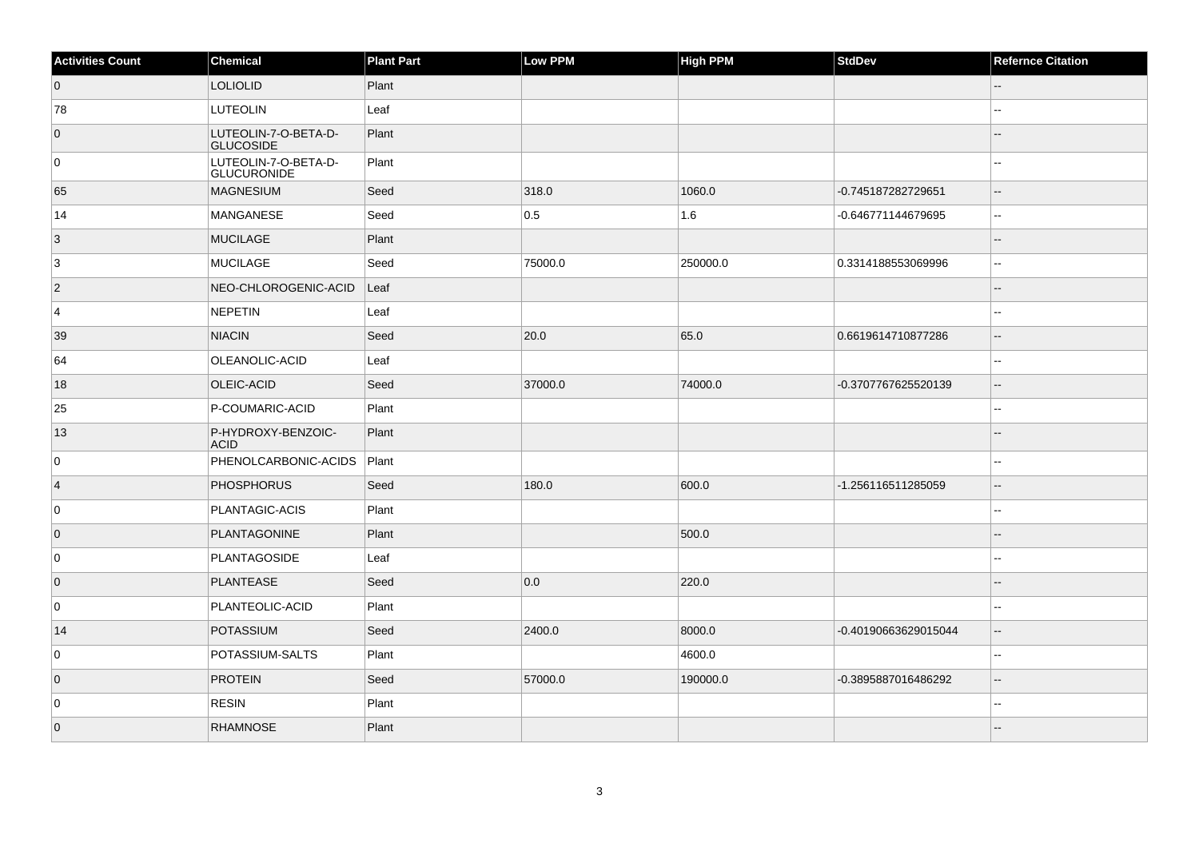| Activities Count | Chemical | Plant Part | Low PPM | High PPM | StdDev | Refernce Citation |
|---|---|---|---|---|---|---|
| 0 | LOLIOLID | Plant | | | | -- |
| 78 | LUTEOLIN | Leaf | | | | -- |
| 0 | LUTEOLIN-7-O-BETA-D-GLUCOSIDE | Plant | | | | -- |
| 0 | LUTEOLIN-7-O-BETA-D-GLUCURONIDE | Plant | | | | -- |
| 65 | MAGNESIUM | Seed | 318.0 | 1060.0 | -0.745187282729651 | -- |
| 14 | MANGANESE | Seed | 0.5 | 1.6 | -0.646771144679695 | -- |
| 3 | MUCILAGE | Plant | | | | -- |
| 3 | MUCILAGE | Seed | 75000.0 | 250000.0 | 0.3314188553069996 | -- |
| 2 | NEO-CHLOROGENIC-ACID | Leaf | | | | -- |
| 4 | NEPETIN | Leaf | | | | -- |
| 39 | NIACIN | Seed | 20.0 | 65.0 | 0.6619614710877286 | -- |
| 64 | OLEANOLIC-ACID | Leaf | | | | -- |
| 18 | OLEIC-ACID | Seed | 37000.0 | 74000.0 | -0.3707767625520139 | -- |
| 25 | P-COUMARIC-ACID | Plant | | | | -- |
| 13 | P-HYDROXY-BENZOIC-ACID | Plant | | | | -- |
| 0 | PHENOLCARBONIC-ACIDS | Plant | | | | -- |
| 4 | PHOSPHORUS | Seed | 180.0 | 600.0 | -1.256116511285059 | -- |
| 0 | PLANTAGIC-ACIS | Plant | | | | -- |
| 0 | PLANTAGONINE | Plant | | 500.0 | | -- |
| 0 | PLANTAGOSIDE | Leaf | | | | -- |
| 0 | PLANTEASE | Seed | 0.0 | 220.0 | | -- |
| 0 | PLANTEOLIC-ACID | Plant | | | | -- |
| 14 | POTASSIUM | Seed | 2400.0 | 8000.0 | -0.40190663629015044 | -- |
| 0 | POTASSIUM-SALTS | Plant | | 4600.0 | | -- |
| 0 | PROTEIN | Seed | 57000.0 | 190000.0 | -0.3895887016486292 | -- |
| 0 | RESIN | Plant | | | | -- |
| 0 | RHAMNOSE | Plant | | | | -- |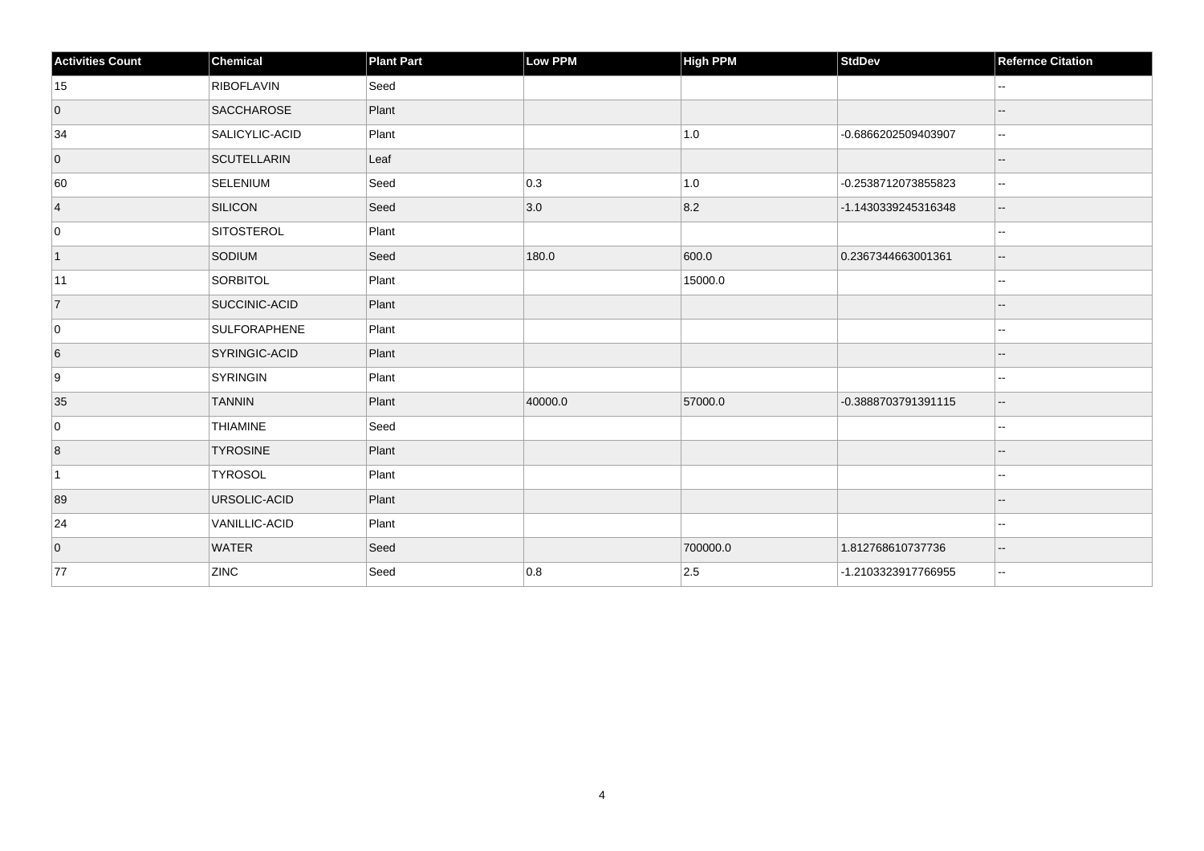| Activities Count | Chemical | Plant Part | Low PPM | High PPM | StdDev | Refernce Citation |
| --- | --- | --- | --- | --- | --- | --- |
| 15 | RIBOFLAVIN | Seed | | | | -- |
| 0 | SACCHAROSE | Plant | | | | -- |
| 34 | SALICYLIC-ACID | Plant | | 1.0 | -0.6866202509403907 | -- |
| 0 | SCUTELLARIN | Leaf | | | | -- |
| 60 | SELENIUM | Seed | 0.3 | 1.0 | -0.2538712073855823 | -- |
| 4 | SILICON | Seed | 3.0 | 8.2 | -1.1430339245316348 | -- |
| 0 | SITOSTEROL | Plant | | | | -- |
| 1 | SODIUM | Seed | 180.0 | 600.0 | 0.2367344663001361 | -- |
| 11 | SORBITOL | Plant | | 15000.0 | | -- |
| 7 | SUCCINIC-ACID | Plant | | | | -- |
| 0 | SULFORAPHENE | Plant | | | | -- |
| 6 | SYRINGIC-ACID | Plant | | | | -- |
| 9 | SYRINGIN | Plant | | | | -- |
| 35 | TANNIN | Plant | 40000.0 | 57000.0 | -0.3888703791391115 | -- |
| 0 | THIAMINE | Seed | | | | -- |
| 8 | TYROSINE | Plant | | | | -- |
| 1 | TYROSOL | Plant | | | | -- |
| 89 | URSOLIC-ACID | Plant | | | | -- |
| 24 | VANILLIC-ACID | Plant | | | | -- |
| 0 | WATER | Seed | | 700000.0 | 1.812768610737736 | -- |
| 77 | ZINC | Seed | 0.8 | 2.5 | -1.2103323917766955 | -- |